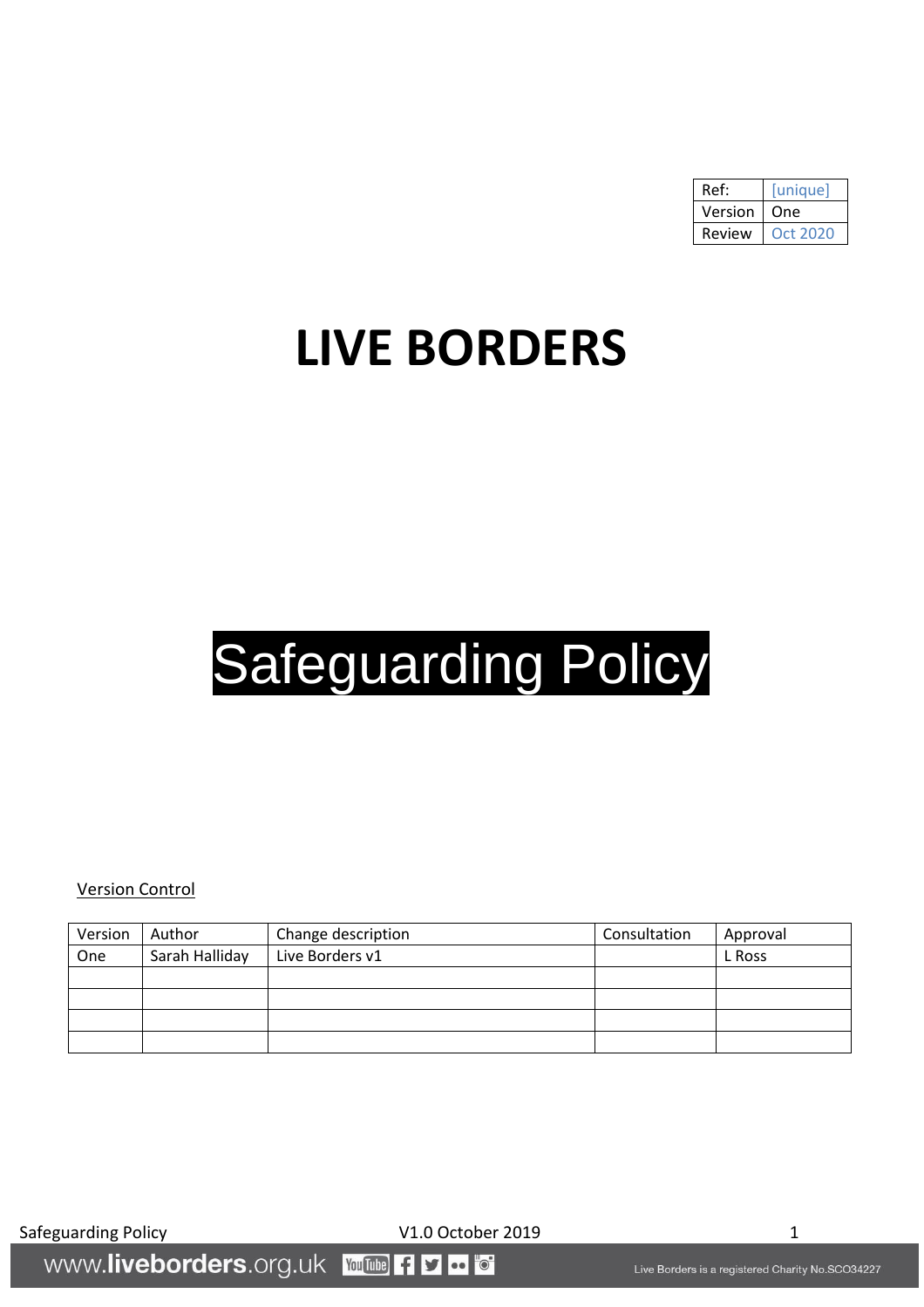| | |
|---|---|
| Ref: | [unique] |
| Version | One |
| Review | Oct 2020 |

# LIVE BORDERS

# Safeguarding Policy

Version Control

| Version | Author | Change description | Consultation | Approval |
|---|---|---|---|---|
| One | Sarah Halliday | Live Borders v1 | | L Ross |
| | | | | |
| | | | | |
| | | | | |
| | | | | |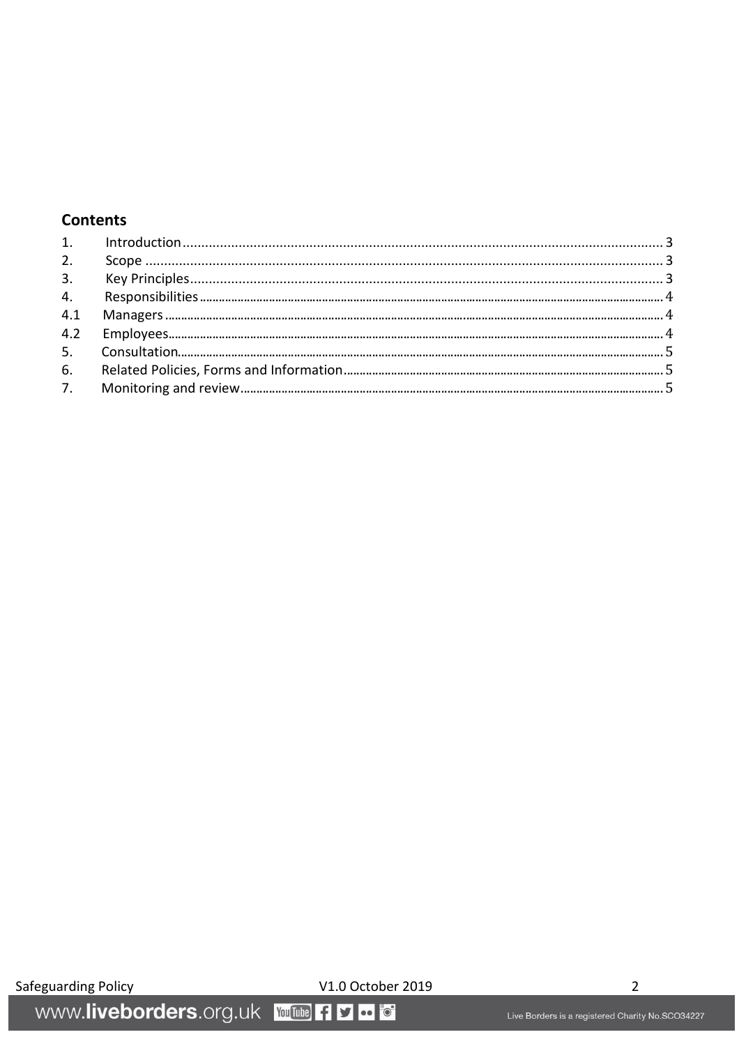## Contents

1. Introduction ........................................................................................................................ 3
2. Scope ................................................................................................................................. 3
3. Key Principles ..................................................................................................................... 3
4. Responsibilities ................................................................................................................... 4
4.1 Managers ............................................................................................................................ 4
4.2 Employees ........................................................................................................................... 4
5. Consultation ........................................................................................................................ 5
6. Related Policies, Forms and Information ............................................................................ 5
7. Monitoring and review ........................................................................................................ 5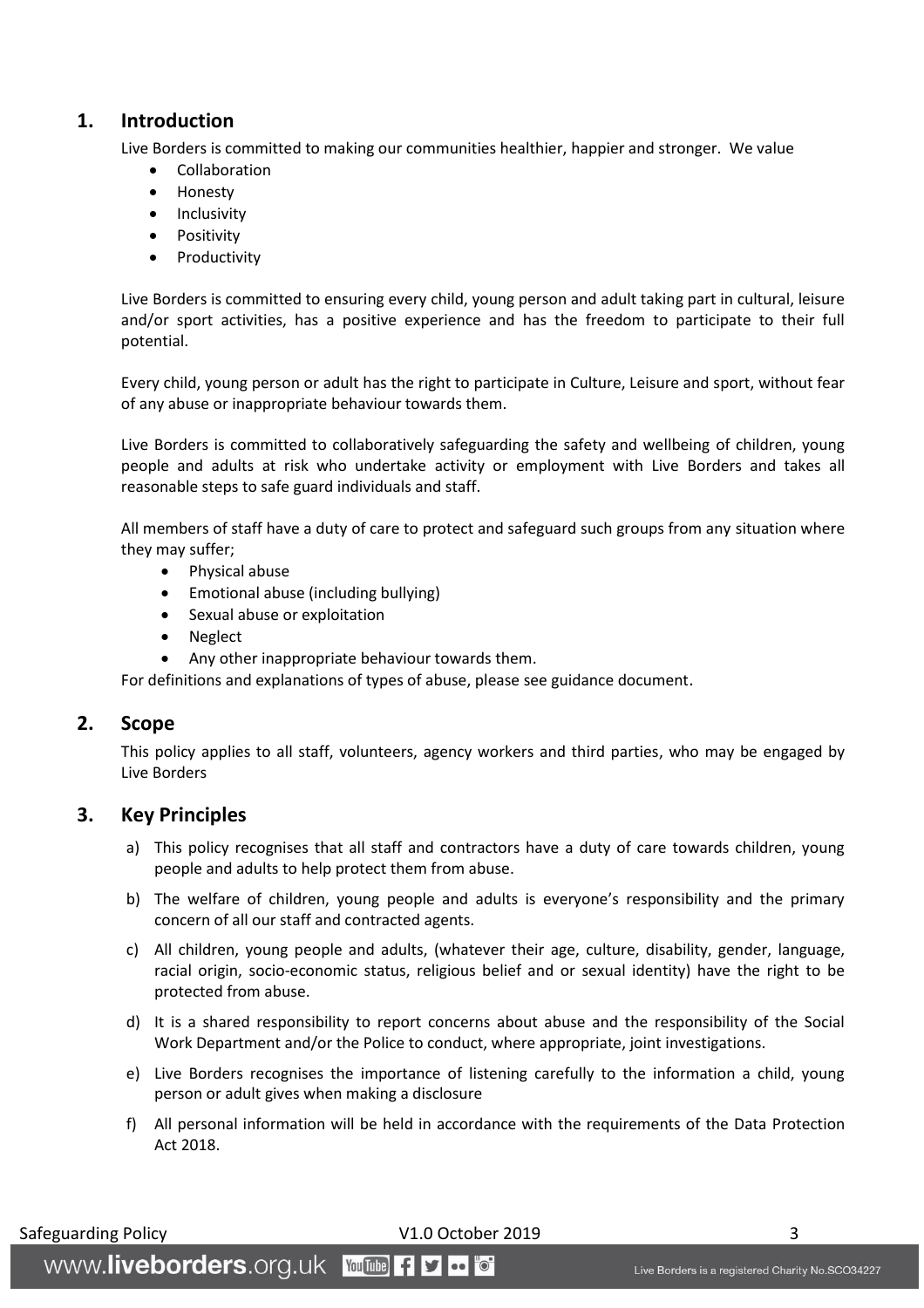## 1. Introduction

Live Borders is committed to making our communities healthier, happier and stronger. We value

- Collaboration
- Honesty
- Inclusivity
- Positivity
- Productivity

Live Borders is committed to ensuring every child, young person and adult taking part in cultural, leisure and/or sport activities, has a positive experience and has the freedom to participate to their full potential.

Every child, young person or adult has the right to participate in Culture, Leisure and sport, without fear of any abuse or inappropriate behaviour towards them.

Live Borders is committed to collaboratively safeguarding the safety and wellbeing of children, young people and adults at risk who undertake activity or employment with Live Borders and takes all reasonable steps to safe guard individuals and staff.

All members of staff have a duty of care to protect and safeguard such groups from any situation where they may suffer;

- Physical abuse
- Emotional abuse (including bullying)
- Sexual abuse or exploitation
- Neglect
- Any other inappropriate behaviour towards them.

For definitions and explanations of types of abuse, please see guidance document.

## 2. Scope

This policy applies to all staff, volunteers, agency workers and third parties, who may be engaged by Live Borders

## 3. Key Principles

a) This policy recognises that all staff and contractors have a duty of care towards children, young people and adults to help protect them from abuse.

b) The welfare of children, young people and adults is everyone's responsibility and the primary concern of all our staff and contracted agents.

c) All children, young people and adults, (whatever their age, culture, disability, gender, language, racial origin, socio-economic status, religious belief and or sexual identity) have the right to be protected from abuse.

d) It is a shared responsibility to report concerns about abuse and the responsibility of the Social Work Department and/or the Police to conduct, where appropriate, joint investigations.

e) Live Borders recognises the importance of listening carefully to the information a child, young person or adult gives when making a disclosure

f) All personal information will be held in accordance with the requirements of the Data Protection Act 2018.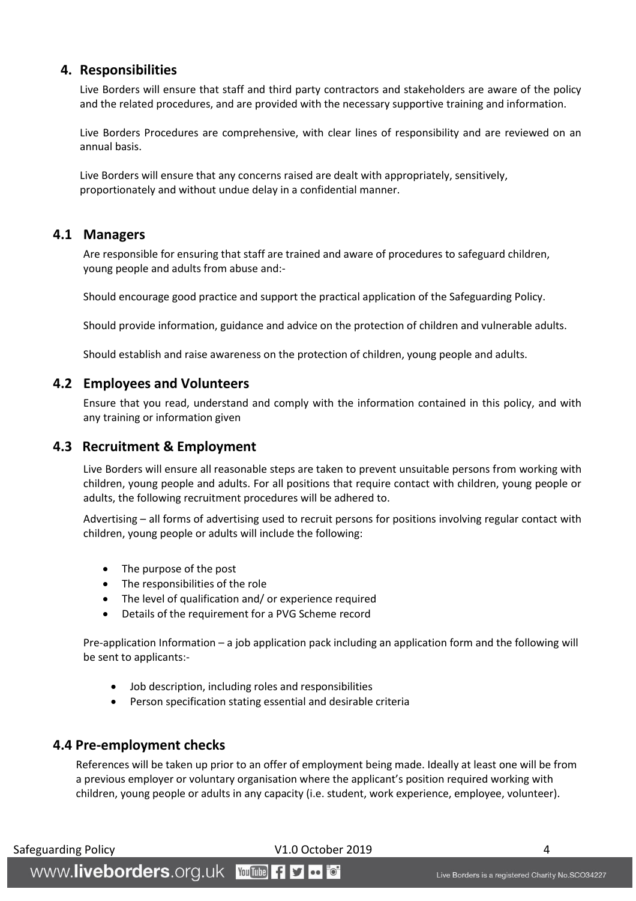## 4. Responsibilities

Live Borders will ensure that staff and third party contractors and stakeholders are aware of the policy and the related procedures, and are provided with the necessary supportive training and information.

Live Borders Procedures are comprehensive, with clear lines of responsibility and are reviewed on an annual basis.

Live Borders will ensure that any concerns raised are dealt with appropriately, sensitively, proportionately and without undue delay in a confidential manner.

### 4.1 Managers

Are responsible for ensuring that staff are trained and aware of procedures to safeguard children, young people and adults from abuse and:-

Should encourage good practice and support the practical application of the Safeguarding Policy.

Should provide information, guidance and advice on the protection of children and vulnerable adults.

Should establish and raise awareness on the protection of children, young people and adults.

### 4.2 Employees and Volunteers

Ensure that you read, understand and comply with the information contained in this policy, and with any training or information given

### 4.3 Recruitment & Employment

Live Borders will ensure all reasonable steps are taken to prevent unsuitable persons from working with children, young people and adults. For all positions that require contact with children, young people or adults, the following recruitment procedures will be adhered to.

Advertising – all forms of advertising used to recruit persons for positions involving regular contact with children, young people or adults will include the following:

- The purpose of the post
- The responsibilities of the role
- The level of qualification and/ or experience required
- Details of the requirement for a PVG Scheme record

Pre-application Information – a job application pack including an application form and the following will be sent to applicants:-

- Job description, including roles and responsibilities
- Person specification stating essential and desirable criteria

### 4.4 Pre-employment checks

References will be taken up prior to an offer of employment being made. Ideally at least one will be from a previous employer or voluntary organisation where the applicant's position required working with children, young people or adults in any capacity (i.e. student, work experience, employee, volunteer).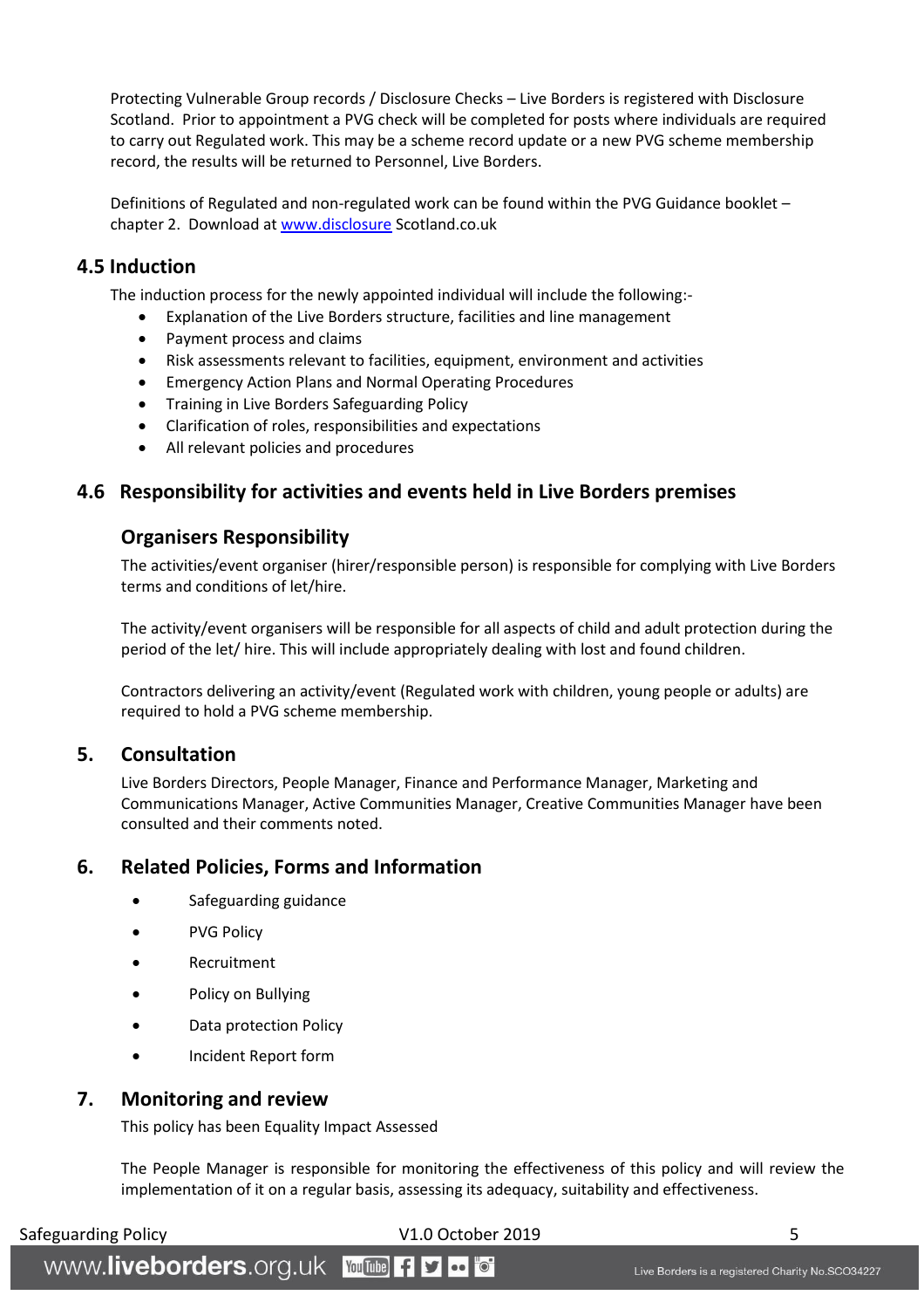Protecting Vulnerable Group records / Disclosure Checks – Live Borders is registered with Disclosure Scotland. Prior to appointment a PVG check will be completed for posts where individuals are required to carry out Regulated work. This may be a scheme record update or a new PVG scheme membership record, the results will be returned to Personnel, Live Borders.

Definitions of Regulated and non-regulated work can be found within the PVG Guidance booklet – chapter 2. Download at [www.disclosure](www.disclosure) Scotland.co.uk

## 4.5 Induction

The induction process for the newly appointed individual will include the following:-

- Explanation of the Live Borders structure, facilities and line management
- Payment process and claims
- Risk assessments relevant to facilities, equipment, environment and activities
- Emergency Action Plans and Normal Operating Procedures
- Training in Live Borders Safeguarding Policy
- Clarification of roles, responsibilities and expectations
- All relevant policies and procedures

## 4.6 Responsibility for activities and events held in Live Borders premises

### Organisers Responsibility

The activities/event organiser (hirer/responsible person) is responsible for complying with Live Borders terms and conditions of let/hire.

The activity/event organisers will be responsible for all aspects of child and adult protection during the period of the let/ hire. This will include appropriately dealing with lost and found children.

Contractors delivering an activity/event (Regulated work with children, young people or adults) are required to hold a PVG scheme membership.

## 5. Consultation

Live Borders Directors, People Manager, Finance and Performance Manager, Marketing and Communications Manager, Active Communities Manager, Creative Communities Manager have been consulted and their comments noted.

## 6. Related Policies, Forms and Information

- Safeguarding guidance
- PVG Policy
- Recruitment
- Policy on Bullying
- Data protection Policy
- Incident Report form

## 7. Monitoring and review

This policy has been Equality Impact Assessed

The People Manager is responsible for monitoring the effectiveness of this policy and will review the implementation of it on a regular basis, assessing its adequacy, suitability and effectiveness.